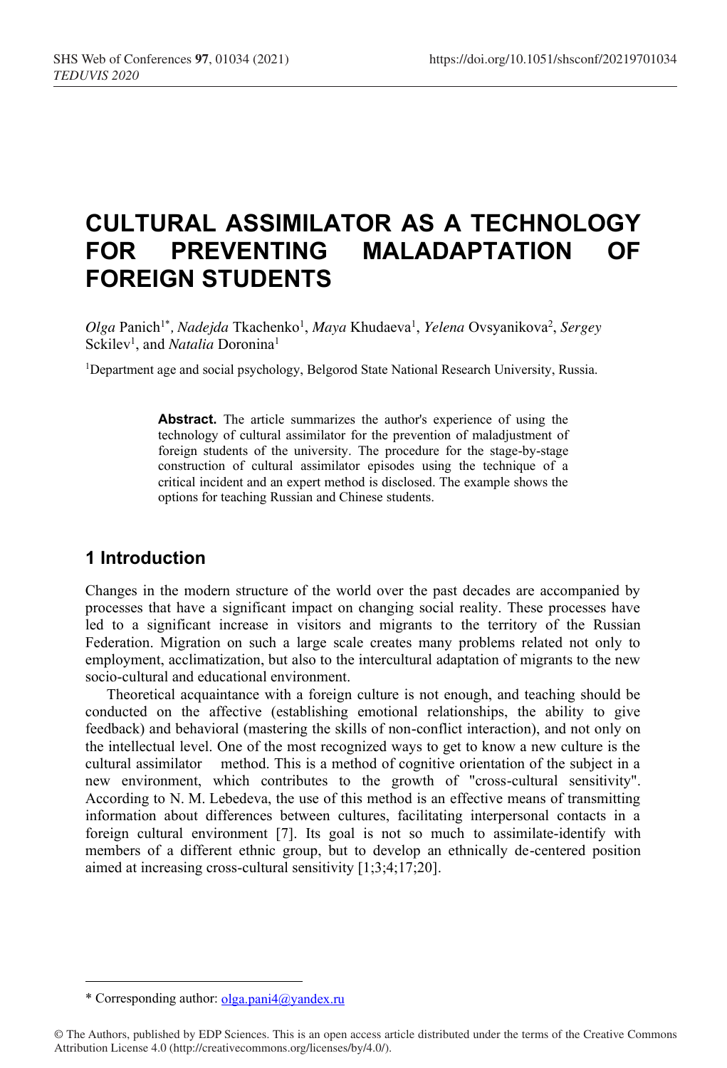# CULTURAL ASSIMILATOR AS A TECHNOLOGY FOR PREVENTING MALADAPTATION OF FOREIGN STUDENTS

*Olga* Panich[1*], *Nadejda* Tkachenko[1], *Maya* Khudaeva[1], *Yelena* Ovsyanikova[2], *Sergey* Sckilev[1], and *Natalia* Doronina[1]

[1]Department age and social psychology, Belgorod State National Research University, Russia.

**Abstract.** The article summarizes the author's experience of using the technology of cultural assimilator for the prevention of maladjustment of foreign students of the university. The procedure for the stage-by-stage construction of cultural assimilator episodes using the technique of a critical incident and an expert method is disclosed. The example shows the options for teaching Russian and Chinese students.

## 1 Introduction

Changes in the modern structure of the world over the past decades are accompanied by processes that have a significant impact on changing social reality. These processes have led to a significant increase in visitors and migrants to the territory of the Russian Federation. Migration on such a large scale creates many problems related not only to employment, acclimatization, but also to the intercultural adaptation of migrants to the new socio-cultural and educational environment.

Theoretical acquaintance with a foreign culture is not enough, and teaching should be conducted on the affective (establishing emotional relationships, the ability to give feedback) and behavioral (mastering the skills of non-conflict interaction), and not only on the intellectual level. One of the most recognized ways to get to know a new culture is the cultural assimilator method. This is a method of cognitive orientation of the subject in a new environment, which contributes to the growth of "cross-cultural sensitivity". According to N. M. Lebedeva, the use of this method is an effective means of transmitting information about differences between cultures, facilitating interpersonal contacts in a foreign cultural environment [7]. Its goal is not so much to assimilate-identify with members of a different ethnic group, but to develop an ethnically de-centered position aimed at increasing cross-cultural sensitivity [1;3;4;17;20].

---

\* Corresponding author: olga.pani4@yandex.ru

© The Authors, published by EDP Sciences. This is an open access article distributed under the terms of the Creative Commons Attribution License 4.0 (http://creativecommons.org/licenses/by/4.0/).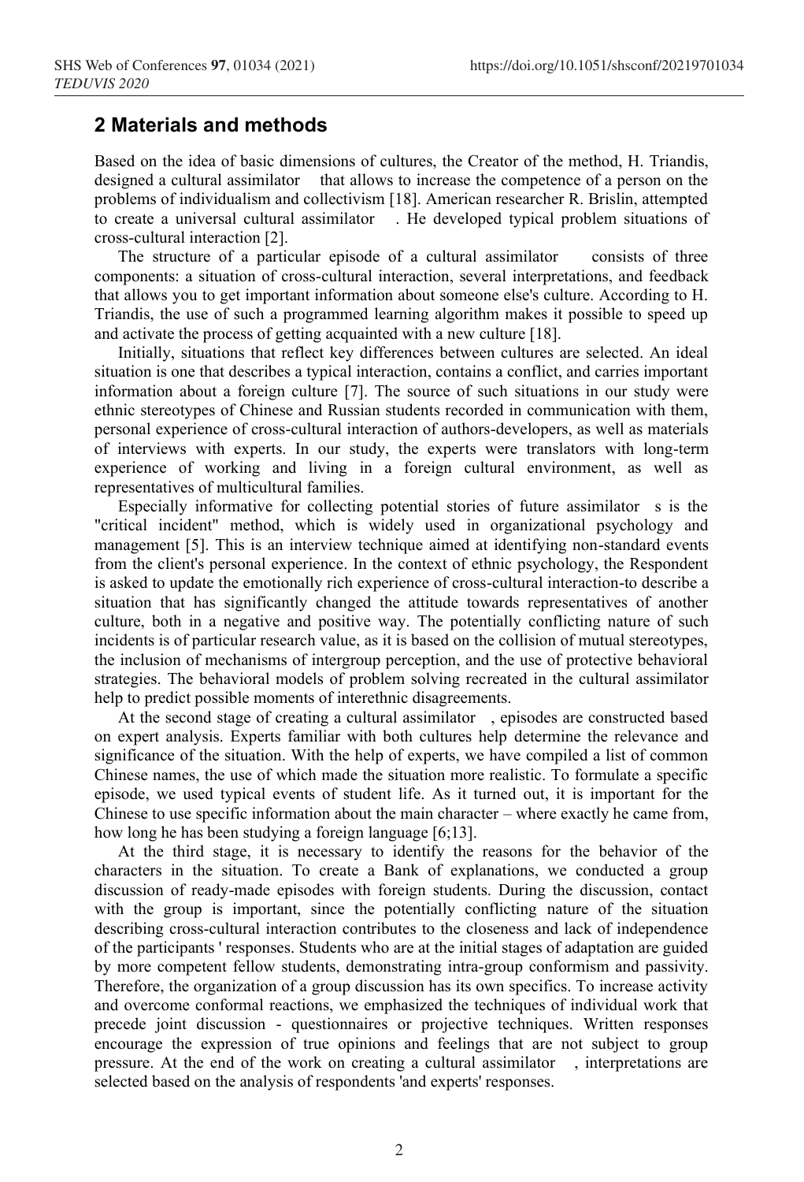## 2 Materials and methods

Based on the idea of basic dimensions of cultures, the Creator of the method, H. Triandis, designed a cultural assimilator that allows to increase the competence of a person on the problems of individualism and collectivism [18]. American researcher R. Brislin, attempted to create a universal cultural assimilator . He developed typical problem situations of cross-cultural interaction [2].

The structure of a particular episode of a cultural assimilator consists of three components: a situation of cross-cultural interaction, several interpretations, and feedback that allows you to get important information about someone else's culture. According to H. Triandis, the use of such a programmed learning algorithm makes it possible to speed up and activate the process of getting acquainted with a new culture [18].

Initially, situations that reflect key differences between cultures are selected. An ideal situation is one that describes a typical interaction, contains a conflict, and carries important information about a foreign culture [7]. The source of such situations in our study were ethnic stereotypes of Chinese and Russian students recorded in communication with them, personal experience of cross-cultural interaction of authors-developers, as well as materials of interviews with experts. In our study, the experts were translators with long-term experience of working and living in a foreign cultural environment, as well as representatives of multicultural families.

Especially informative for collecting potential stories of future assimilator s is the "critical incident" method, which is widely used in organizational psychology and management [5]. This is an interview technique aimed at identifying non-standard events from the client's personal experience. In the context of ethnic psychology, the Respondent is asked to update the emotionally rich experience of cross-cultural interaction-to describe a situation that has significantly changed the attitude towards representatives of another culture, both in a negative and positive way. The potentially conflicting nature of such incidents is of particular research value, as it is based on the collision of mutual stereotypes, the inclusion of mechanisms of intergroup perception, and the use of protective behavioral strategies. The behavioral models of problem solving recreated in the cultural assimilator help to predict possible moments of interethnic disagreements.

At the second stage of creating a cultural assimilator , episodes are constructed based on expert analysis. Experts familiar with both cultures help determine the relevance and significance of the situation. With the help of experts, we have compiled a list of common Chinese names, the use of which made the situation more realistic. To formulate a specific episode, we used typical events of student life. As it turned out, it is important for the Chinese to use specific information about the main character – where exactly he came from, how long he has been studying a foreign language [6;13].

At the third stage, it is necessary to identify the reasons for the behavior of the characters in the situation. To create a Bank of explanations, we conducted a group discussion of ready-made episodes with foreign students. During the discussion, contact with the group is important, since the potentially conflicting nature of the situation describing cross-cultural interaction contributes to the closeness and lack of independence of the participants ' responses. Students who are at the initial stages of adaptation are guided by more competent fellow students, demonstrating intra-group conformism and passivity. Therefore, the organization of a group discussion has its own specifics. To increase activity and overcome conformal reactions, we emphasized the techniques of individual work that precede joint discussion - questionnaires or projective techniques. Written responses encourage the expression of true opinions and feelings that are not subject to group pressure. At the end of the work on creating a cultural assimilator , interpretations are selected based on the analysis of respondents 'and experts' responses.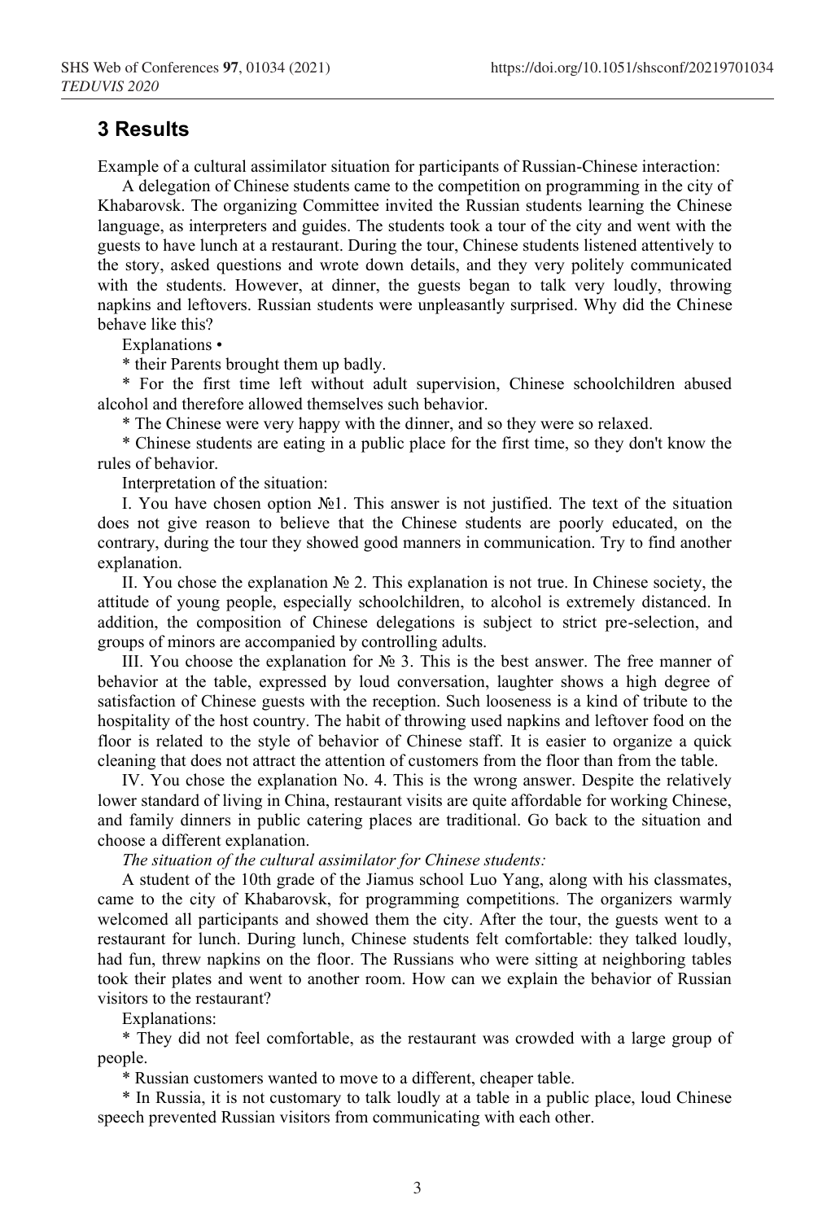## 3 Results

Example of a cultural assimilator situation for participants of Russian-Chinese interaction:

A delegation of Chinese students came to the competition on programming in the city of Khabarovsk. The organizing Committee invited the Russian students learning the Chinese language, as interpreters and guides. The students took a tour of the city and went with the guests to have lunch at a restaurant. During the tour, Chinese students listened attentively to the story, asked questions and wrote down details, and they very politely communicated with the students. However, at dinner, the guests began to talk very loudly, throwing napkins and leftovers. Russian students were unpleasantly surprised. Why did the Chinese behave like this?

Explanations •

* their Parents brought them up badly.

* For the first time left without adult supervision, Chinese schoolchildren abused alcohol and therefore allowed themselves such behavior.

* The Chinese were very happy with the dinner, and so they were so relaxed.

* Chinese students are eating in a public place for the first time, so they don't know the rules of behavior.

Interpretation of the situation:

I. You have chosen option №1. This answer is not justified. The text of the situation does not give reason to believe that the Chinese students are poorly educated, on the contrary, during the tour they showed good manners in communication. Try to find another explanation.

II. You chose the explanation № 2. This explanation is not true. In Chinese society, the attitude of young people, especially schoolchildren, to alcohol is extremely distanced. In addition, the composition of Chinese delegations is subject to strict pre-selection, and groups of minors are accompanied by controlling adults.

III. You choose the explanation for № 3. This is the best answer. The free manner of behavior at the table, expressed by loud conversation, laughter shows a high degree of satisfaction of Chinese guests with the reception. Such looseness is a kind of tribute to the hospitality of the host country. The habit of throwing used napkins and leftover food on the floor is related to the style of behavior of Chinese staff. It is easier to organize a quick cleaning that does not attract the attention of customers from the floor than from the table.

IV. You chose the explanation No. 4. This is the wrong answer. Despite the relatively lower standard of living in China, restaurant visits are quite affordable for working Chinese, and family dinners in public catering places are traditional. Go back to the situation and choose a different explanation.

*The situation of the cultural assimilator for Chinese students:*

A student of the 10th grade of the Jiamus school Luo Yang, along with his classmates, came to the city of Khabarovsk, for programming competitions. The organizers warmly welcomed all participants and showed them the city. After the tour, the guests went to a restaurant for lunch. During lunch, Chinese students felt comfortable: they talked loudly, had fun, threw napkins on the floor. The Russians who were sitting at neighboring tables took their plates and went to another room. How can we explain the behavior of Russian visitors to the restaurant?

Explanations:

* They did not feel comfortable, as the restaurant was crowded with a large group of people.

* Russian customers wanted to move to a different, cheaper table.

* In Russia, it is not customary to talk loudly at a table in a public place, loud Chinese speech prevented Russian visitors from communicating with each other.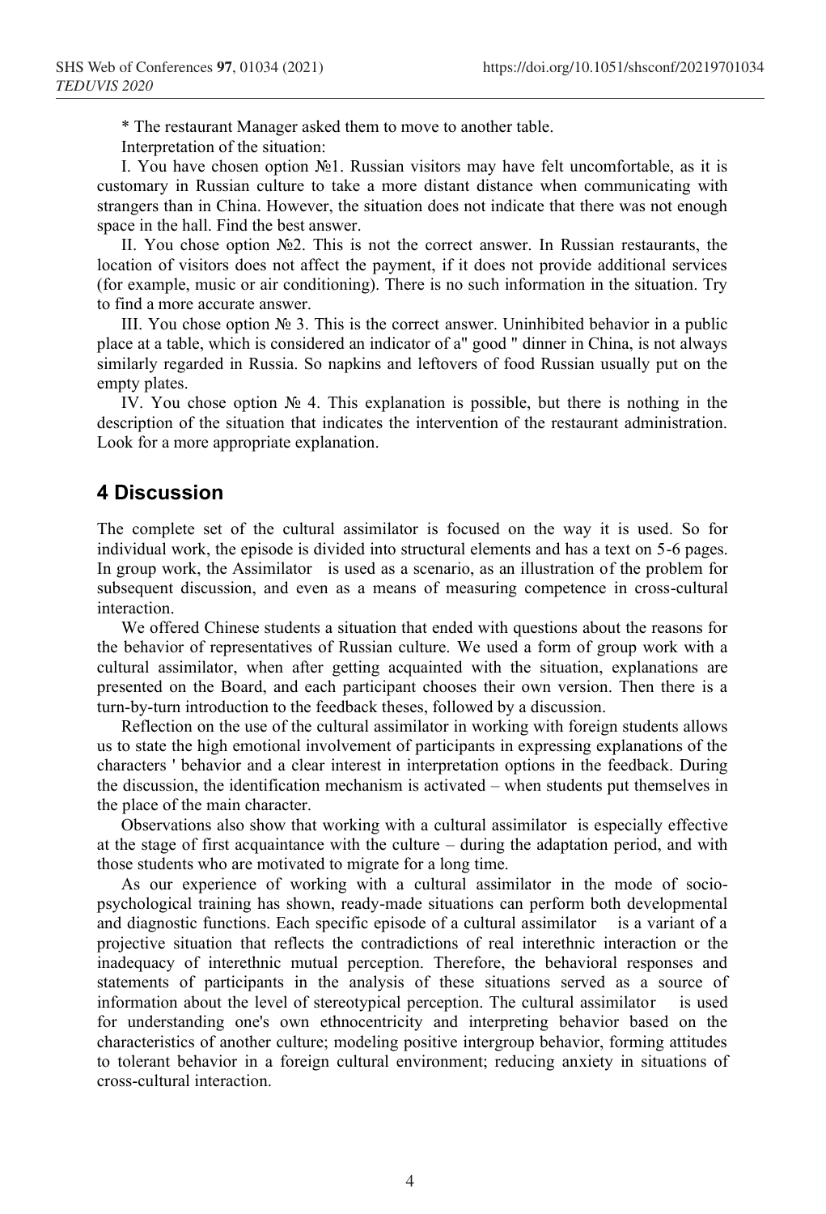* The restaurant Manager asked them to move to another table.

Interpretation of the situation:

I. You have chosen option №1. Russian visitors may have felt uncomfortable, as it is customary in Russian culture to take a more distant distance when communicating with strangers than in China. However, the situation does not indicate that there was not enough space in the hall. Find the best answer.

II. You chose option №2. This is not the correct answer. In Russian restaurants, the location of visitors does not affect the payment, if it does not provide additional services (for example, music or air conditioning). There is no such information in the situation. Try to find a more accurate answer.

III. You chose option № 3. This is the correct answer. Uninhibited behavior in a public place at a table, which is considered an indicator of a" good " dinner in China, is not always similarly regarded in Russia. So napkins and leftovers of food Russian usually put on the empty plates.

IV. You chose option № 4. This explanation is possible, but there is nothing in the description of the situation that indicates the intervention of the restaurant administration. Look for a more appropriate explanation.

## 4 Discussion

The complete set of the cultural assimilator is focused on the way it is used. So for individual work, the episode is divided into structural elements and has a text on 5-6 pages. In group work, the Assimilator is used as a scenario, as an illustration of the problem for subsequent discussion, and even as a means of measuring competence in cross-cultural interaction.

We offered Chinese students a situation that ended with questions about the reasons for the behavior of representatives of Russian culture. We used a form of group work with a cultural assimilator, when after getting acquainted with the situation, explanations are presented on the Board, and each participant chooses their own version. Then there is a turn-by-turn introduction to the feedback theses, followed by a discussion.

Reflection on the use of the cultural assimilator in working with foreign students allows us to state the high emotional involvement of participants in expressing explanations of the characters ' behavior and a clear interest in interpretation options in the feedback. During the discussion, the identification mechanism is activated – when students put themselves in the place of the main character.

Observations also show that working with a cultural assimilator is especially effective at the stage of first acquaintance with the culture – during the adaptation period, and with those students who are motivated to migrate for a long time.

As our experience of working with a cultural assimilator in the mode of socio-psychological training has shown, ready-made situations can perform both developmental and diagnostic functions. Each specific episode of a cultural assimilator is a variant of a projective situation that reflects the contradictions of real interethnic interaction or the inadequacy of interethnic mutual perception. Therefore, the behavioral responses and statements of participants in the analysis of these situations served as a source of information about the level of stereotypical perception. The cultural assimilator is used for understanding one's own ethnocentricity and interpreting behavior based on the characteristics of another culture; modeling positive intergroup behavior, forming attitudes to tolerant behavior in a foreign cultural environment; reducing anxiety in situations of cross-cultural interaction.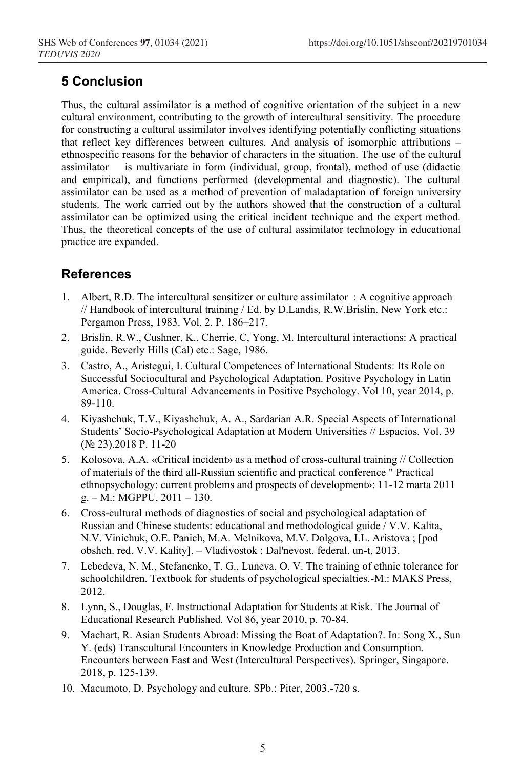## 5 Conclusion

Thus, the cultural assimilator is a method of cognitive orientation of the subject in a new cultural environment, contributing to the growth of intercultural sensitivity. The procedure for constructing a cultural assimilator involves identifying potentially conflicting situations that reflect key differences between cultures. And analysis of isomorphic attributions – ethnospecific reasons for the behavior of characters in the situation. The use of the cultural assimilator is multivariate in form (individual, group, frontal), method of use (didactic and empirical), and functions performed (developmental and diagnostic). The cultural assimilator can be used as a method of prevention of maladaptation of foreign university students. The work carried out by the authors showed that the construction of a cultural assimilator can be optimized using the critical incident technique and the expert method. Thus, the theoretical concepts of the use of cultural assimilator technology in educational practice are expanded.

## References

1. Albert, R.D. The intercultural sensitizer or culture assimilator : A cognitive approach // Handbook of intercultural training / Ed. by D.Landis, R.W.Brislin. New York etc.: Pergamon Press, 1983. Vol. 2. P. 186–217.
2. Brislin, R.W., Cushner, K., Cherrie, C, Yong, M. Intercultural interactions: A practical guide. Beverly Hills (Cal) etc.: Sage, 1986.
3. Castro, A., Aristegui, I. Cultural Competences of International Students: Its Role on Successful Sociocultural and Psychological Adaptation. Positive Psychology in Latin America. Cross-Cultural Advancements in Positive Psychology. Vol 10, year 2014, p. 89-110.
4. Kiyashchuk, T.V., Kiyashchuk, A. A., Sardarian A.R. Special Aspects of International Students' Socio-Psychological Adaptation at Modern Universities // Espacios. Vol. 39 (№ 23).2018 P. 11-20
5. Kolosova, A.A. «Critical incident» as a method of cross-cultural training // Collection of materials of the third all-Russian scientific and practical conference " Practical ethnopsychology: current problems and prospects of development»: 11-12 marta 2011 g. – M.: MGPPU, 2011 – 130.
6. Cross-cultural methods of diagnostics of social and psychological adaptation of Russian and Chinese students: educational and methodological guide / V.V. Kalita, N.V. Vinichuk, O.E. Panich, M.A. Melnikova, M.V. Dolgova, I.L. Aristova ; [pod obshch. red. V.V. Kality]. – Vladivostok : Dal'nevost. federal. un-t, 2013.
7. Lebedeva, N. M., Stefanenko, T. G., Luneva, O. V. The training of ethnic tolerance for schoolchildren. Textbook for students of psychological specialties.-M.: MAKS Press, 2012.
8. Lynn, S., Douglas, F. Instructional Adaptation for Students at Risk. The Journal of Educational Research Published. Vol 86, year 2010, p. 70-84.
9. Machart, R. Asian Students Abroad: Missing the Boat of Adaptation?. In: Song X., Sun Y. (eds) Transcultural Encounters in Knowledge Production and Consumption. Encounters between East and West (Intercultural Perspectives). Springer, Singapore. 2018, p. 125-139.
10. Macumoto, D. Psychology and culture. SPb.: Piter, 2003.-720 s.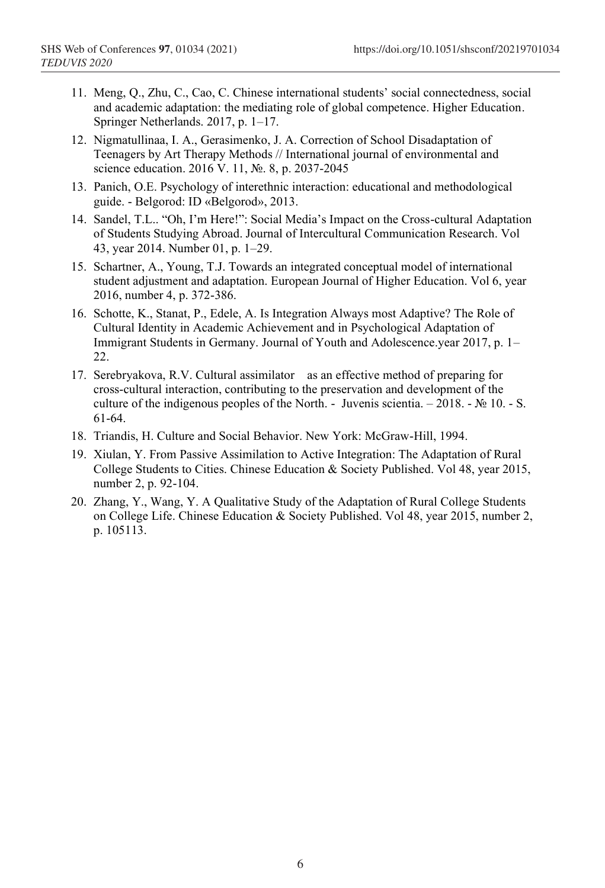11. Meng, Q., Zhu, C., Cao, C. Chinese international students' social connectedness, social and academic adaptation: the mediating role of global competence. Higher Education. Springer Netherlands. 2017, p. 1–17.
12. Nigmatullinaa, I. A., Gerasimenko, J. A. Correction of School Disadaptation of Teenagers by Art Therapy Methods // International journal of environmental and science education. 2016 V. 11, №. 8, p. 2037-2045
13. Panich, O.E. Psychology of interethnic interaction: educational and methodological guide. - Belgorod: ID «Belgorod», 2013.
14. Sandel, T.L.. "Oh, I'm Here!": Social Media's Impact on the Cross-cultural Adaptation of Students Studying Abroad. Journal of Intercultural Communication Research. Vol 43, year 2014. Number 01, p. 1–29.
15. Schartner, A., Young, T.J. Towards an integrated conceptual model of international student adjustment and adaptation. European Journal of Higher Education. Vol 6, year 2016, number 4, p. 372-386.
16. Schotte, K., Stanat, P., Edele, A. Is Integration Always most Adaptive? The Role of Cultural Identity in Academic Achievement and in Psychological Adaptation of Immigrant Students in Germany. Journal of Youth and Adolescence.year 2017, p. 1–22.
17. Serebryakova, R.V. Cultural assimilator as an effective method of preparing for cross-cultural interaction, contributing to the preservation and development of the culture of the indigenous peoples of the North. - Juvenis scientia. – 2018. - № 10. - S. 61-64.
18. Triandis, H. Culture and Social Behavior. New York: McGraw-Hill, 1994.
19. Xiulan, Y. From Passive Assimilation to Active Integration: The Adaptation of Rural College Students to Cities. Chinese Education & Society Published. Vol 48, year 2015, number 2, p. 92-104.
20. Zhang, Y., Wang, Y. A Qualitative Study of the Adaptation of Rural College Students on College Life. Chinese Education & Society Published. Vol 48, year 2015, number 2, p. 105113.